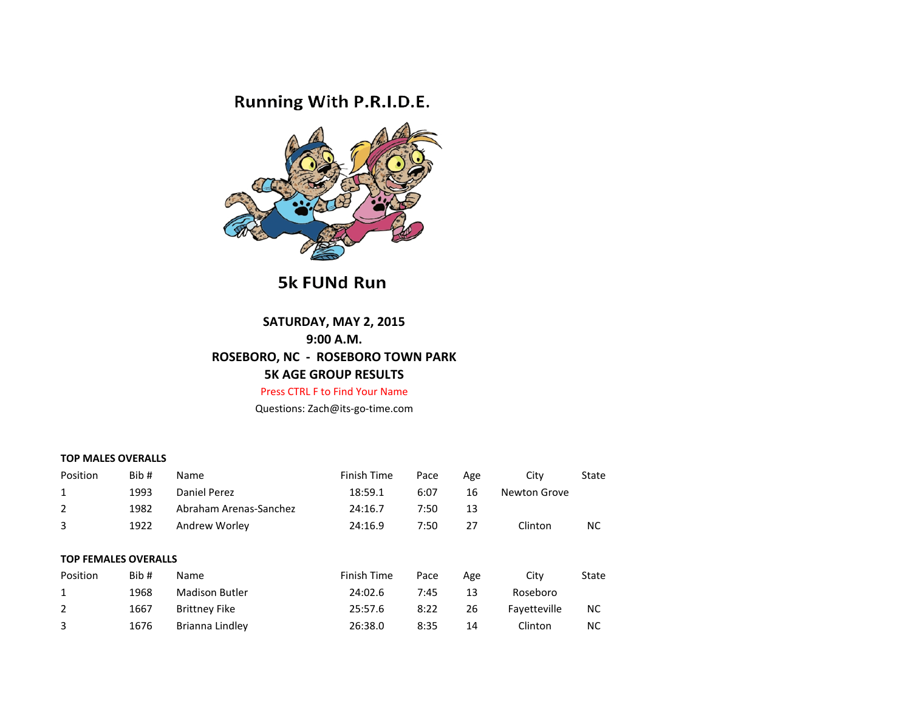# Running With P.R.I.D.E.

## 5k FUNd Run

**SATURDAY, MAY 2, 2015**
**9:00 A.M.**
**ROSEBORO, NC - ROSEBORO TOWN PARK**
**5K AGE GROUP RESULTS**

Press CTRL F to Find Your Name

Questions: Zach@its-go-time.com

**TOP MALES OVERALLS**

| Position | Bib # | Name | Finish Time | Pace | Age | City | State |
|---|---|---|---|---|---|---|---|
| 1 | 1993 | Daniel Perez | 18:59.1 | 6:07 | 16 | Newton Grove | |
| 2 | 1982 | Abraham Arenas-Sanchez | 24:16.7 | 7:50 | 13 | | |
| 3 | 1922 | Andrew Worley | 24:16.9 | 7:50 | 27 | Clinton | NC |

**TOP FEMALES OVERALLS**

| Position | Bib # | Name | Finish Time | Pace | Age | City | State |
|---|---|---|---|---|---|---|---|
| 1 | 1968 | Madison Butler | 24:02.6 | 7:45 | 13 | Roseboro | |
| 2 | 1667 | Brittney Fike | 25:57.6 | 8:22 | 26 | Fayetteville | NC |
| 3 | 1676 | Brianna Lindley | 26:38.0 | 8:35 | 14 | Clinton | NC |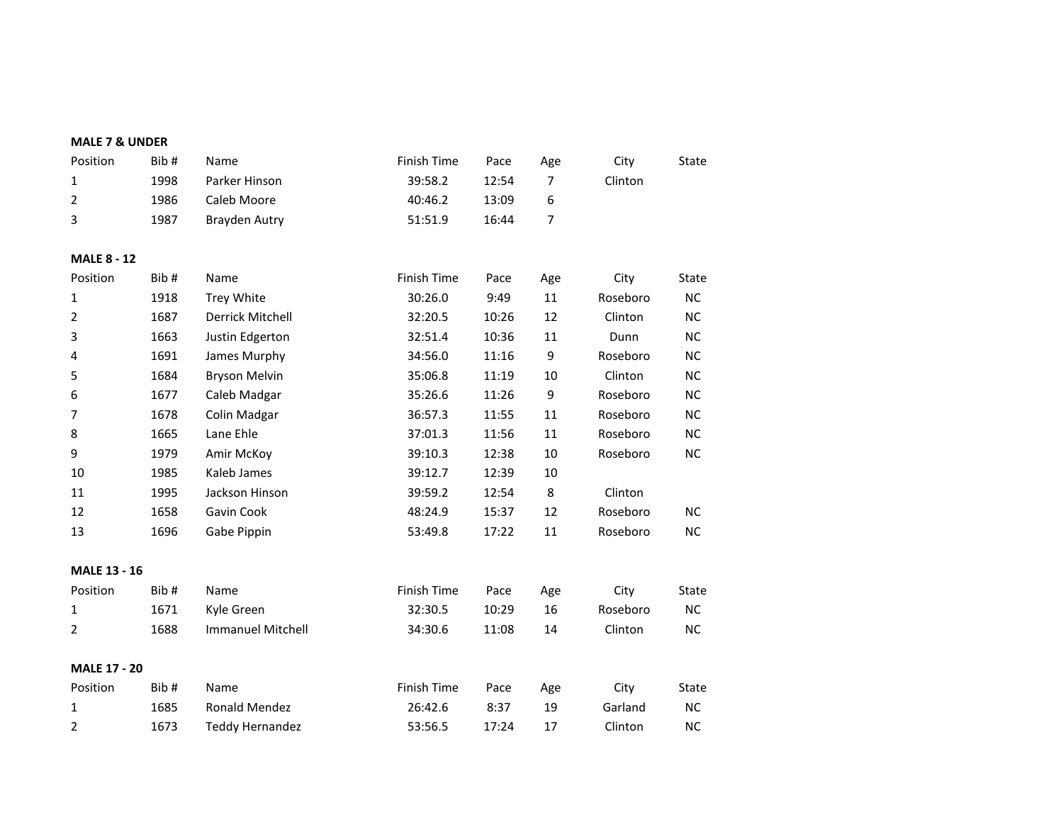**MALE 7 & UNDER**

| Position | Bib # | Name | Finish Time | Pace | Age | City | State |
|---|---|---|---|---|---|---|---|
| 1 | 1998 | Parker Hinson | 39:58.2 | 12:54 | 7 | Clinton | |
| 2 | 1986 | Caleb Moore | 40:46.2 | 13:09 | 6 | | |
| 3 | 1987 | Brayden Autry | 51:51.9 | 16:44 | 7 | | |

**MALE 8 - 12**

| Position | Bib # | Name | Finish Time | Pace | Age | City | State |
|---|---|---|---|---|---|---|---|
| 1 | 1918 | Trey White | 30:26.0 | 9:49 | 11 | Roseboro | NC |
| 2 | 1687 | Derrick Mitchell | 32:20.5 | 10:26 | 12 | Clinton | NC |
| 3 | 1663 | Justin Edgerton | 32:51.4 | 10:36 | 11 | Dunn | NC |
| 4 | 1691 | James Murphy | 34:56.0 | 11:16 | 9 | Roseboro | NC |
| 5 | 1684 | Bryson Melvin | 35:06.8 | 11:19 | 10 | Clinton | NC |
| 6 | 1677 | Caleb Madgar | 35:26.6 | 11:26 | 9 | Roseboro | NC |
| 7 | 1678 | Colin Madgar | 36:57.3 | 11:55 | 11 | Roseboro | NC |
| 8 | 1665 | Lane Ehle | 37:01.3 | 11:56 | 11 | Roseboro | NC |
| 9 | 1979 | Amir McKoy | 39:10.3 | 12:38 | 10 | Roseboro | NC |
| 10 | 1985 | Kaleb James | 39:12.7 | 12:39 | 10 | | |
| 11 | 1995 | Jackson Hinson | 39:59.2 | 12:54 | 8 | Clinton | |
| 12 | 1658 | Gavin Cook | 48:24.9 | 15:37 | 12 | Roseboro | NC |
| 13 | 1696 | Gabe Pippin | 53:49.8 | 17:22 | 11 | Roseboro | NC |

**MALE 13 - 16**

| Position | Bib # | Name | Finish Time | Pace | Age | City | State |
|---|---|---|---|---|---|---|---|
| 1 | 1671 | Kyle Green | 32:30.5 | 10:29 | 16 | Roseboro | NC |
| 2 | 1688 | Immanuel Mitchell | 34:30.6 | 11:08 | 14 | Clinton | NC |

**MALE 17 - 20**

| Position | Bib # | Name | Finish Time | Pace | Age | City | State |
|---|---|---|---|---|---|---|---|
| 1 | 1685 | Ronald Mendez | 26:42.6 | 8:37 | 19 | Garland | NC |
| 2 | 1673 | Teddy Hernandez | 53:56.5 | 17:24 | 17 | Clinton | NC |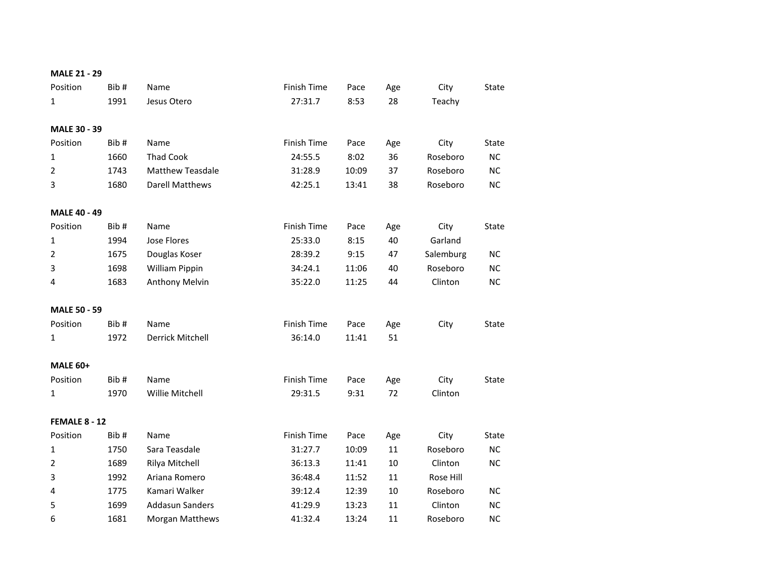**MALE 21 - 29**

| Position | Bib # | Name | Finish Time | Pace | Age | City | State |
|---|---|---|---|---|---|---|---|
| 1 | 1991 | Jesus Otero | 27:31.7 | 8:53 | 28 | Teachy | |

**MALE 30 - 39**

| Position | Bib # | Name | Finish Time | Pace | Age | City | State |
|---|---|---|---|---|---|---|---|
| 1 | 1660 | Thad Cook | 24:55.5 | 8:02 | 36 | Roseboro | NC |
| 2 | 1743 | Matthew Teasdale | 31:28.9 | 10:09 | 37 | Roseboro | NC |
| 3 | 1680 | Darell Matthews | 42:25.1 | 13:41 | 38 | Roseboro | NC |

**MALE 40 - 49**

| Position | Bib # | Name | Finish Time | Pace | Age | City | State |
|---|---|---|---|---|---|---|---|
| 1 | 1994 | Jose Flores | 25:33.0 | 8:15 | 40 | Garland | |
| 2 | 1675 | Douglas Koser | 28:39.2 | 9:15 | 47 | Salemburg | NC |
| 3 | 1698 | William Pippin | 34:24.1 | 11:06 | 40 | Roseboro | NC |
| 4 | 1683 | Anthony Melvin | 35:22.0 | 11:25 | 44 | Clinton | NC |

**MALE 50 - 59**

| Position | Bib # | Name | Finish Time | Pace | Age | City | State |
|---|---|---|---|---|---|---|---|
| 1 | 1972 | Derrick Mitchell | 36:14.0 | 11:41 | 51 | | |

**MALE 60+**

| Position | Bib # | Name | Finish Time | Pace | Age | City | State |
|---|---|---|---|---|---|---|---|
| 1 | 1970 | Willie Mitchell | 29:31.5 | 9:31 | 72 | Clinton | |

**FEMALE 8 - 12**

| Position | Bib # | Name | Finish Time | Pace | Age | City | State |
|---|---|---|---|---|---|---|---|
| 1 | 1750 | Sara Teasdale | 31:27.7 | 10:09 | 11 | Roseboro | NC |
| 2 | 1689 | Rilya Mitchell | 36:13.3 | 11:41 | 10 | Clinton | NC |
| 3 | 1992 | Ariana Romero | 36:48.4 | 11:52 | 11 | Rose Hill | |
| 4 | 1775 | Kamari Walker | 39:12.4 | 12:39 | 10 | Roseboro | NC |
| 5 | 1699 | Addasun Sanders | 41:29.9 | 13:23 | 11 | Clinton | NC |
| 6 | 1681 | Morgan Matthews | 41:32.4 | 13:24 | 11 | Roseboro | NC |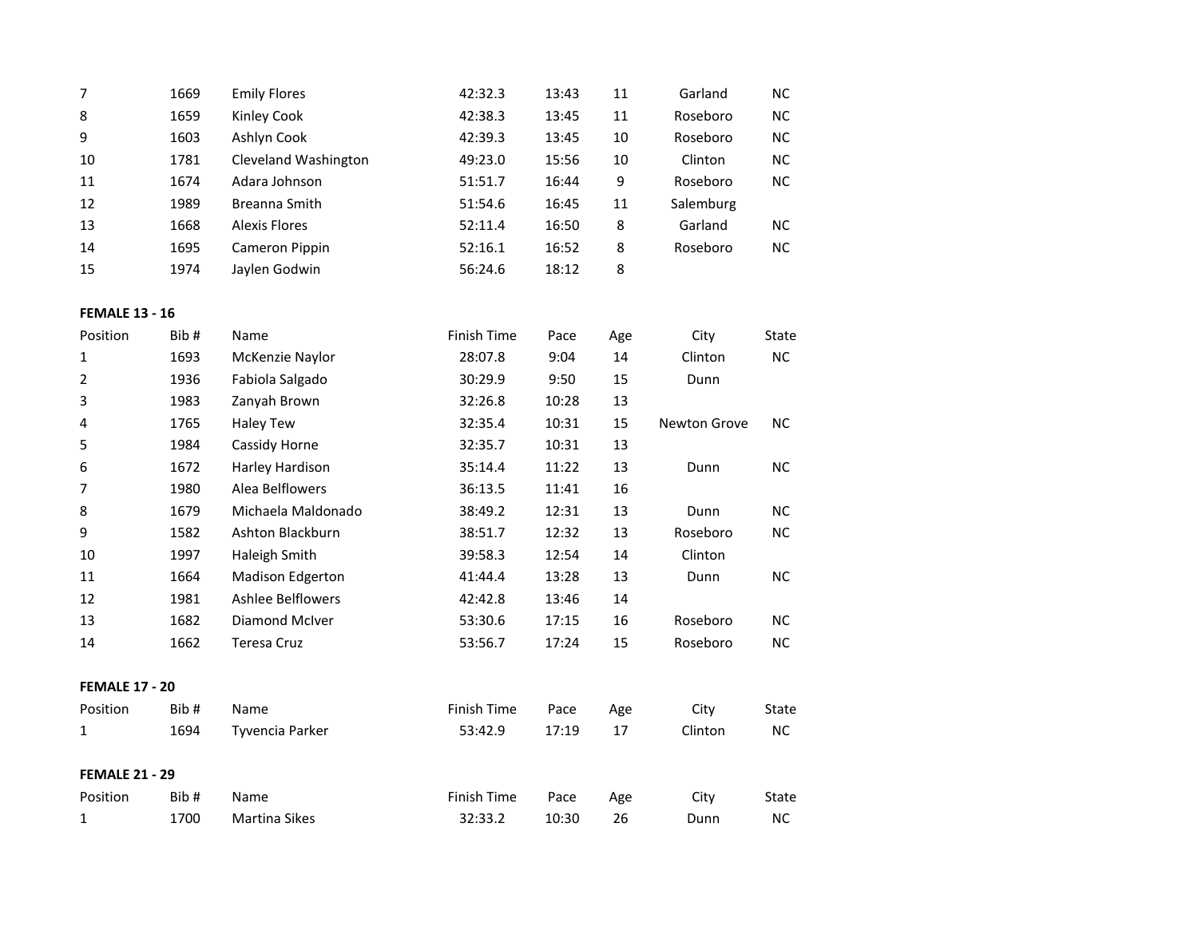| | | | | | | | |
|---|---|---|---|---|---|---|---|
| 7 | 1669 | Emily Flores | 42:32.3 | 13:43 | 11 | Garland | NC |
| 8 | 1659 | Kinley Cook | 42:38.3 | 13:45 | 11 | Roseboro | NC |
| 9 | 1603 | Ashlyn Cook | 42:39.3 | 13:45 | 10 | Roseboro | NC |
| 10 | 1781 | Cleveland Washington | 49:23.0 | 15:56 | 10 | Clinton | NC |
| 11 | 1674 | Adara Johnson | 51:51.7 | 16:44 | 9 | Roseboro | NC |
| 12 | 1989 | Breanna Smith | 51:54.6 | 16:45 | 11 | Salemburg | |
| 13 | 1668 | Alexis Flores | 52:11.4 | 16:50 | 8 | Garland | NC |
| 14 | 1695 | Cameron Pippin | 52:16.1 | 16:52 | 8 | Roseboro | NC |
| 15 | 1974 | Jaylen Godwin | 56:24.6 | 18:12 | 8 | | |

**FEMALE 13 - 16**

| Position | Bib # | Name | Finish Time | Pace | Age | City | State |
|---|---|---|---|---|---|---|---|
| 1 | 1693 | McKenzie Naylor | 28:07.8 | 9:04 | 14 | Clinton | NC |
| 2 | 1936 | Fabiola Salgado | 30:29.9 | 9:50 | 15 | Dunn | |
| 3 | 1983 | Zanyah Brown | 32:26.8 | 10:28 | 13 | | |
| 4 | 1765 | Haley Tew | 32:35.4 | 10:31 | 15 | Newton Grove | NC |
| 5 | 1984 | Cassidy Horne | 32:35.7 | 10:31 | 13 | | |
| 6 | 1672 | Harley Hardison | 35:14.4 | 11:22 | 13 | Dunn | NC |
| 7 | 1980 | Alea Belflowers | 36:13.5 | 11:41 | 16 | | |
| 8 | 1679 | Michaela Maldonado | 38:49.2 | 12:31 | 13 | Dunn | NC |
| 9 | 1582 | Ashton Blackburn | 38:51.7 | 12:32 | 13 | Roseboro | NC |
| 10 | 1997 | Haleigh Smith | 39:58.3 | 12:54 | 14 | Clinton | |
| 11 | 1664 | Madison Edgerton | 41:44.4 | 13:28 | 13 | Dunn | NC |
| 12 | 1981 | Ashlee Belflowers | 42:42.8 | 13:46 | 14 | | |
| 13 | 1682 | Diamond McIver | 53:30.6 | 17:15 | 16 | Roseboro | NC |
| 14 | 1662 | Teresa Cruz | 53:56.7 | 17:24 | 15 | Roseboro | NC |

**FEMALE 17 - 20**

| Position | Bib # | Name | Finish Time | Pace | Age | City | State |
|---|---|---|---|---|---|---|---|
| 1 | 1694 | Tyvencia Parker | 53:42.9 | 17:19 | 17 | Clinton | NC |

**FEMALE 21 - 29**

| Position | Bib # | Name | Finish Time | Pace | Age | City | State |
|---|---|---|---|---|---|---|---|
| 1 | 1700 | Martina Sikes | 32:33.2 | 10:30 | 26 | Dunn | NC |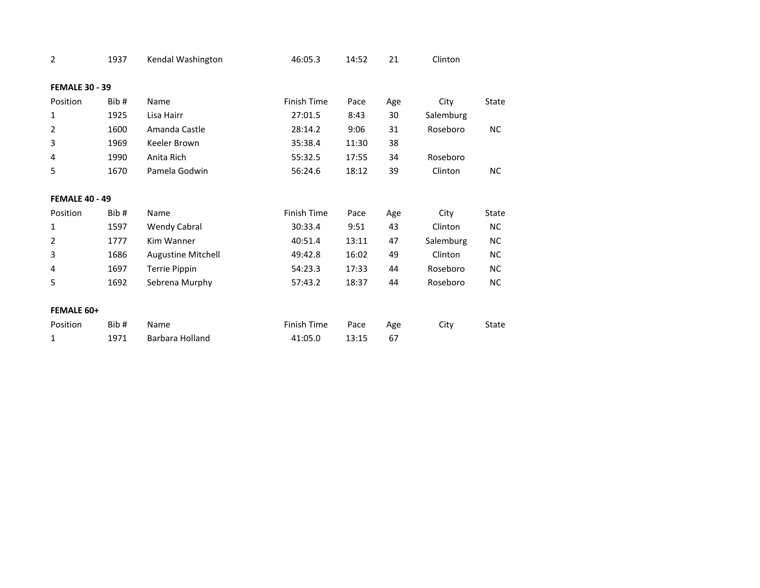| | | | | | | | |
|---|---|---|---|---|---|---|---|
| 2 | 1937 | Kendal Washington | 46:05.3 | 14:52 | 21 | Clinton | |

**FEMALE 30 - 39**

| Position | Bib # | Name | Finish Time | Pace | Age | City | State |
|---|---|---|---|---|---|---|---|
| 1 | 1925 | Lisa Hairr | 27:01.5 | 8:43 | 30 | Salemburg | |
| 2 | 1600 | Amanda Castle | 28:14.2 | 9:06 | 31 | Roseboro | NC |
| 3 | 1969 | Keeler Brown | 35:38.4 | 11:30 | 38 | | |
| 4 | 1990 | Anita Rich | 55:32.5 | 17:55 | 34 | Roseboro | |
| 5 | 1670 | Pamela Godwin | 56:24.6 | 18:12 | 39 | Clinton | NC |

**FEMALE 40 - 49**

| Position | Bib # | Name | Finish Time | Pace | Age | City | State |
|---|---|---|---|---|---|---|---|
| 1 | 1597 | Wendy Cabral | 30:33.4 | 9:51 | 43 | Clinton | NC |
| 2 | 1777 | Kim Wanner | 40:51.4 | 13:11 | 47 | Salemburg | NC |
| 3 | 1686 | Augustine Mitchell | 49:42.8 | 16:02 | 49 | Clinton | NC |
| 4 | 1697 | Terrie Pippin | 54:23.3 | 17:33 | 44 | Roseboro | NC |
| 5 | 1692 | Sebrena Murphy | 57:43.2 | 18:37 | 44 | Roseboro | NC |

**FEMALE 60+**

| Position | Bib # | Name | Finish Time | Pace | Age | City | State |
|---|---|---|---|---|---|---|---|
| 1 | 1971 | Barbara Holland | 41:05.0 | 13:15 | 67 | | |